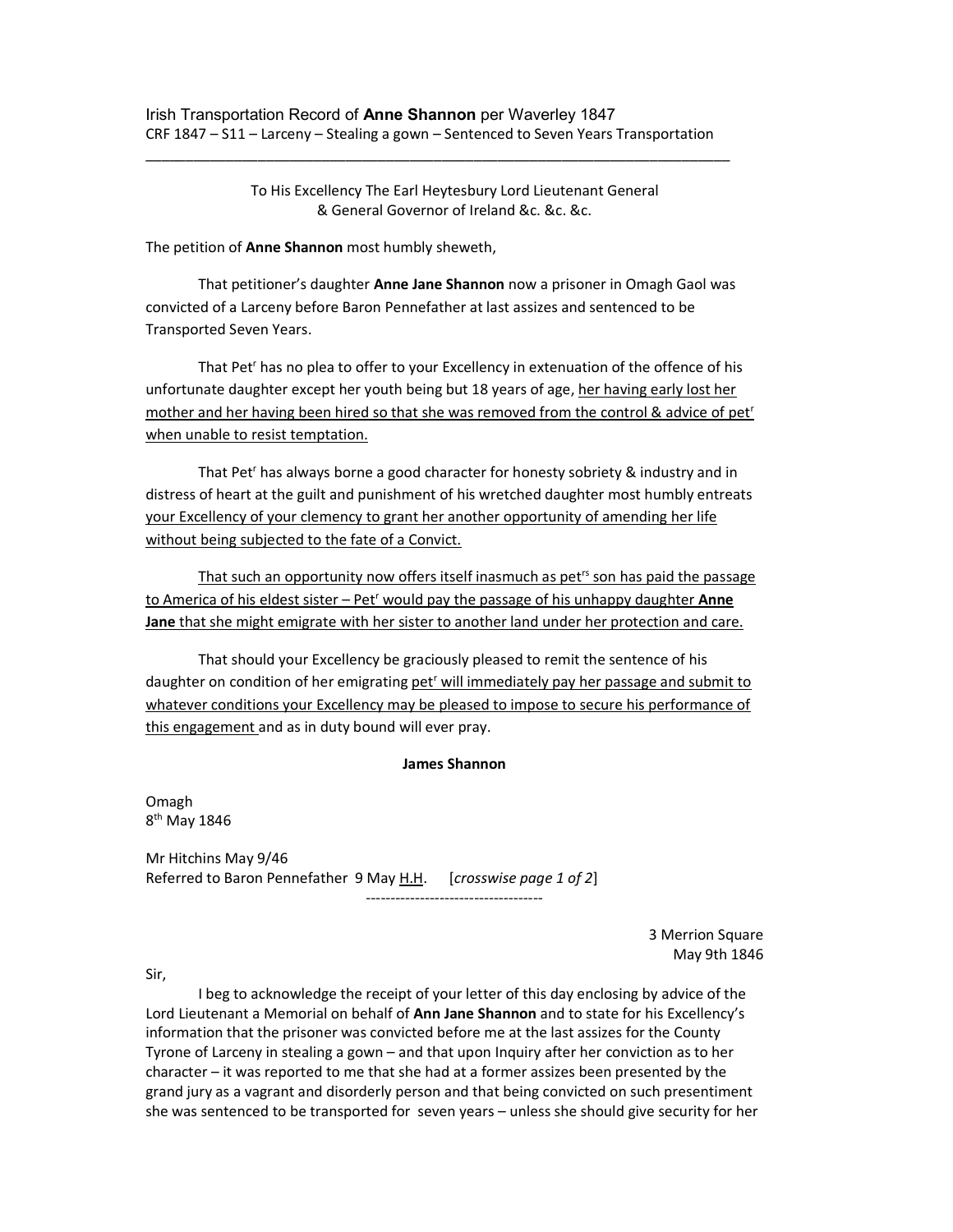Irish Transportation Record of **Anne Shannon** per Waverley 1847
CRF 1847 – S11 – Larceny – Stealing a gown – Sentenced to Seven Years Transportation

---

To His Excellency The Earl Heytesbury Lord Lieutenant General
& General Governor of Ireland &c. &c. &c.

The petition of **Anne Shannon** most humbly sheweth,

That petitioner's daughter **Anne Jane Shannon** now a prisoner in Omagh Gaol was convicted of a Larceny before Baron Pennefather at last assizes and sentenced to be Transported Seven Years.

That Pet[r] has no plea to offer to your Excellency in extenuation of the offence of his unfortunate daughter except her youth being but 18 years of age, <u>her having early lost her mother and her having been hired so that she was removed from the control & advice of pet[r] when unable to resist temptation.</u>

That Pet[r] has always borne a good character for honesty sobriety & industry and in distress of heart at the guilt and punishment of his wretched daughter most humbly entreats <u>your Excellency of your clemency to grant her another opportunity of amending her life without being subjected to the fate of a Convict.</u>

<u>That such an opportunity now offers itself inasmuch as pet[rs] son has paid the passage to America of his eldest sister – Pet[r] would pay the passage of his unhappy daughter **Anne Jane** that she might emigrate with her sister to another land under her protection and care.</u>

That should your Excellency be graciously pleased to remit the sentence of his daughter on condition of her emigrating <u>pet[r] will immediately pay her passage and submit to whatever conditions your Excellency may be pleased to impose to secure his performance of this engagement</u> and as in duty bound will ever pray.

**James Shannon**

Omagh
8th May 1846

Mr Hitchins May 9/46
Referred to Baron Pennefather 9 May <u>H.H</u>. [*crosswise page 1 of 2*]

---

3 Merrion Square
May 9th 1846

Sir,

I beg to acknowledge the receipt of your letter of this day enclosing by advice of the Lord Lieutenant a Memorial on behalf of **Ann Jane Shannon** and to state for his Excellency's information that the prisoner was convicted before me at the last assizes for the County Tyrone of Larceny in stealing a gown – and that upon Inquiry after her conviction as to her character – it was reported to me that she had at a former assizes been presented by the grand jury as a vagrant and disorderly person and that being convicted on such presentiment she was sentenced to be transported for seven years – unless she should give security for her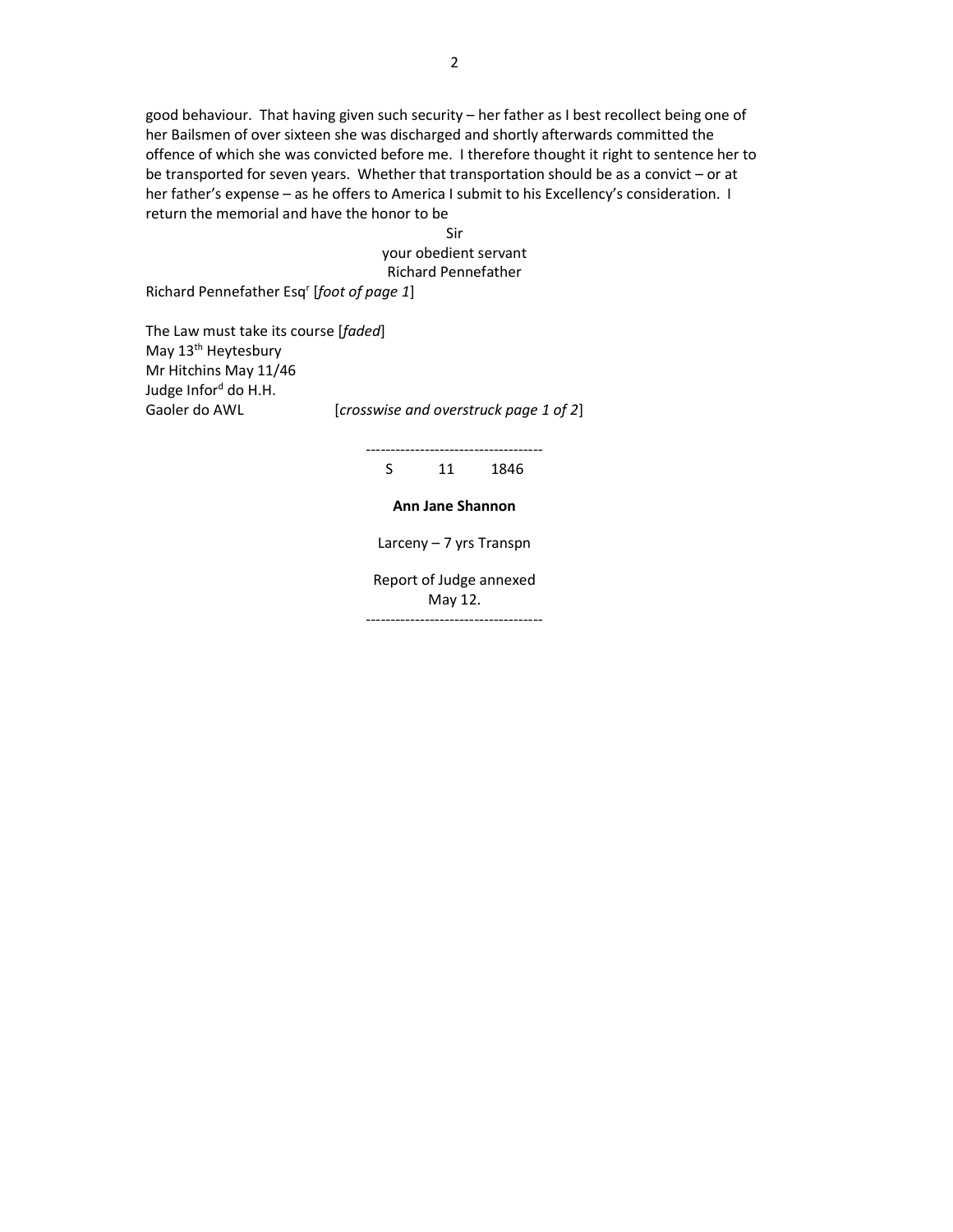good behaviour. That having given such security – her father as I best recollect being one of her Bailsmen of over sixteen she was discharged and shortly afterwards committed the offence of which she was convicted before me. I therefore thought it right to sentence her to be transported for seven years. Whether that transportation should be as a convict – or at her father's expense – as he offers to America I submit to his Excellency's consideration. I return the memorial and have the honor to be

Sir
your obedient servant
Richard Pennefather

Richard Pennefather Esq^r [*foot of page 1*]

The Law must take its course [*faded*]
May 13^th Heytesbury
Mr Hitchins May 11/46
Judge Infor^d do H.H.
Gaoler do AWL [*crosswise and overstruck page 1 of 2*]

------------------------------------
S 11 1846

**Ann Jane Shannon**

Larceny – 7 yrs Transpn

Report of Judge annexed
May 12.
------------------------------------